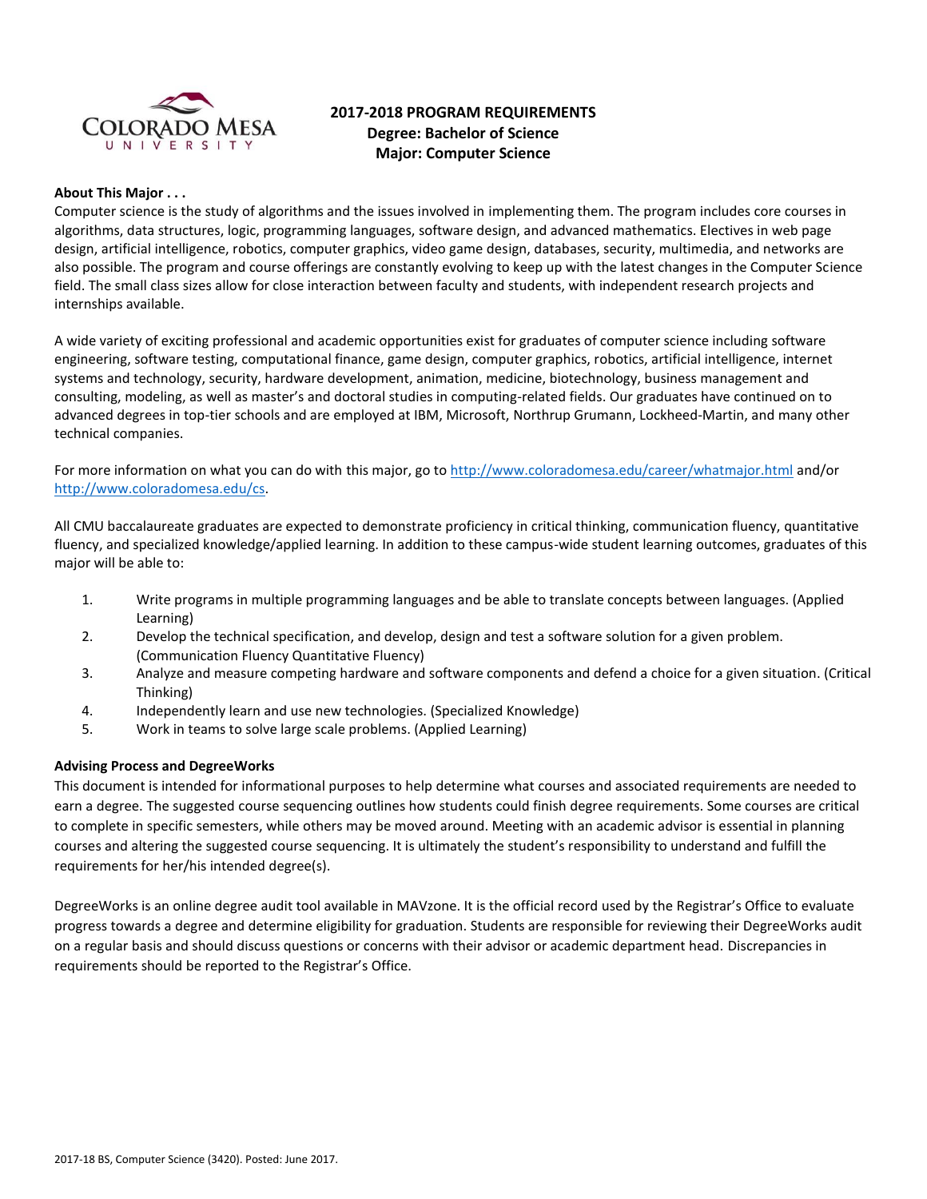# 2017-2018 PROGRAM REQUIREMENTS
## Degree: Bachelor of Science
## Major: Computer Science

**About This Major . . .**

Computer science is the study of algorithms and the issues involved in implementing them. The program includes core courses in algorithms, data structures, logic, programming languages, software design, and advanced mathematics. Electives in web page design, artificial intelligence, robotics, computer graphics, video game design, databases, security, multimedia, and networks are also possible. The program and course offerings are constantly evolving to keep up with the latest changes in the Computer Science field. The small class sizes allow for close interaction between faculty and students, with independent research projects and internships available.

A wide variety of exciting professional and academic opportunities exist for graduates of computer science including software engineering, software testing, computational finance, game design, computer graphics, robotics, artificial intelligence, internet systems and technology, security, hardware development, animation, medicine, biotechnology, business management and consulting, modeling, as well as master's and doctoral studies in computing-related fields. Our graduates have continued on to advanced degrees in top-tier schools and are employed at IBM, Microsoft, Northrup Grumann, Lockheed-Martin, and many other technical companies.

For more information on what you can do with this major, go to http://www.coloradomesa.edu/career/whatmajor.html and/or http://www.coloradomesa.edu/cs.

All CMU baccalaureate graduates are expected to demonstrate proficiency in critical thinking, communication fluency, quantitative fluency, and specialized knowledge/applied learning. In addition to these campus-wide student learning outcomes, graduates of this major will be able to:

1. Write programs in multiple programming languages and be able to translate concepts between languages. (Applied Learning)
2. Develop the technical specification, and develop, design and test a software solution for a given problem. (Communication Fluency Quantitative Fluency)
3. Analyze and measure competing hardware and software components and defend a choice for a given situation. (Critical Thinking)
4. Independently learn and use new technologies. (Specialized Knowledge)
5. Work in teams to solve large scale problems. (Applied Learning)

**Advising Process and DegreeWorks**

This document is intended for informational purposes to help determine what courses and associated requirements are needed to earn a degree. The suggested course sequencing outlines how students could finish degree requirements. Some courses are critical to complete in specific semesters, while others may be moved around. Meeting with an academic advisor is essential in planning courses and altering the suggested course sequencing. It is ultimately the student's responsibility to understand and fulfill the requirements for her/his intended degree(s).

DegreeWorks is an online degree audit tool available in MAVzone. It is the official record used by the Registrar's Office to evaluate progress towards a degree and determine eligibility for graduation. Students are responsible for reviewing their DegreeWorks audit on a regular basis and should discuss questions or concerns with their advisor or academic department head. Discrepancies in requirements should be reported to the Registrar's Office.

2017-18 BS, Computer Science (3420). Posted: June 2017.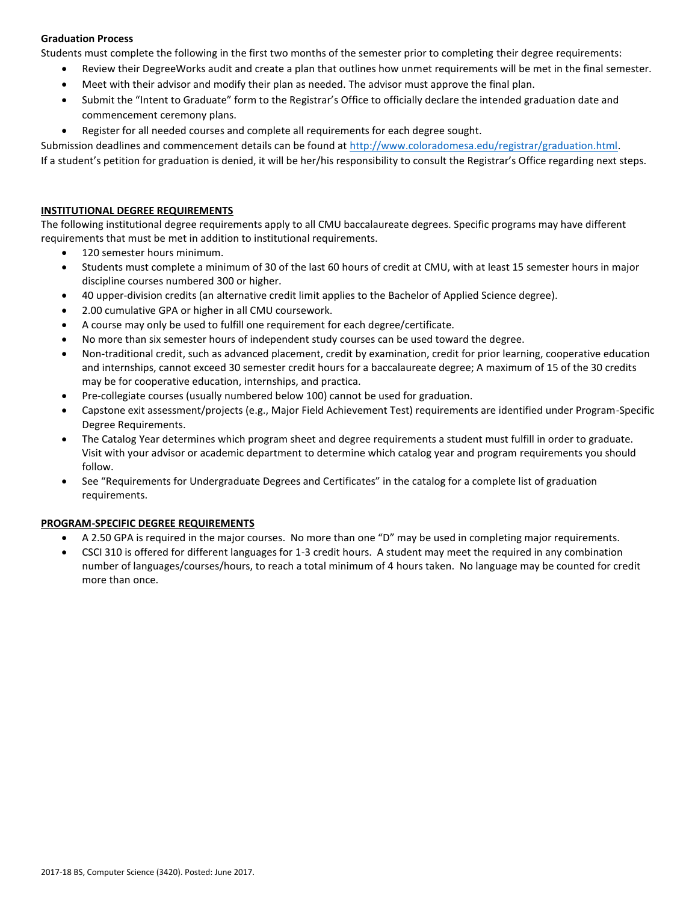**Graduation Process**

Students must complete the following in the first two months of the semester prior to completing their degree requirements:

- Review their DegreeWorks audit and create a plan that outlines how unmet requirements will be met in the final semester.
- Meet with their advisor and modify their plan as needed. The advisor must approve the final plan.
- Submit the "Intent to Graduate" form to the Registrar's Office to officially declare the intended graduation date and commencement ceremony plans.
- Register for all needed courses and complete all requirements for each degree sought.

Submission deadlines and commencement details can be found at http://www.coloradomesa.edu/registrar/graduation.html.

If a student's petition for graduation is denied, it will be her/his responsibility to consult the Registrar's Office regarding next steps.

## INSTITUTIONAL DEGREE REQUIREMENTS

The following institutional degree requirements apply to all CMU baccalaureate degrees. Specific programs may have different requirements that must be met in addition to institutional requirements.

- 120 semester hours minimum.
- Students must complete a minimum of 30 of the last 60 hours of credit at CMU, with at least 15 semester hours in major discipline courses numbered 300 or higher.
- 40 upper-division credits (an alternative credit limit applies to the Bachelor of Applied Science degree).
- 2.00 cumulative GPA or higher in all CMU coursework.
- A course may only be used to fulfill one requirement for each degree/certificate.
- No more than six semester hours of independent study courses can be used toward the degree.
- Non-traditional credit, such as advanced placement, credit by examination, credit for prior learning, cooperative education and internships, cannot exceed 30 semester credit hours for a baccalaureate degree; A maximum of 15 of the 30 credits may be for cooperative education, internships, and practica.
- Pre-collegiate courses (usually numbered below 100) cannot be used for graduation.
- Capstone exit assessment/projects (e.g., Major Field Achievement Test) requirements are identified under Program-Specific Degree Requirements.
- The Catalog Year determines which program sheet and degree requirements a student must fulfill in order to graduate. Visit with your advisor or academic department to determine which catalog year and program requirements you should follow.
- See "Requirements for Undergraduate Degrees and Certificates" in the catalog for a complete list of graduation requirements.

## PROGRAM-SPECIFIC DEGREE REQUIREMENTS

- A 2.50 GPA is required in the major courses. No more than one "D" may be used in completing major requirements.
- CSCI 310 is offered for different languages for 1-3 credit hours. A student may meet the required in any combination number of languages/courses/hours, to reach a total minimum of 4 hours taken. No language may be counted for credit more than once.

2017-18 BS, Computer Science (3420). Posted: June 2017.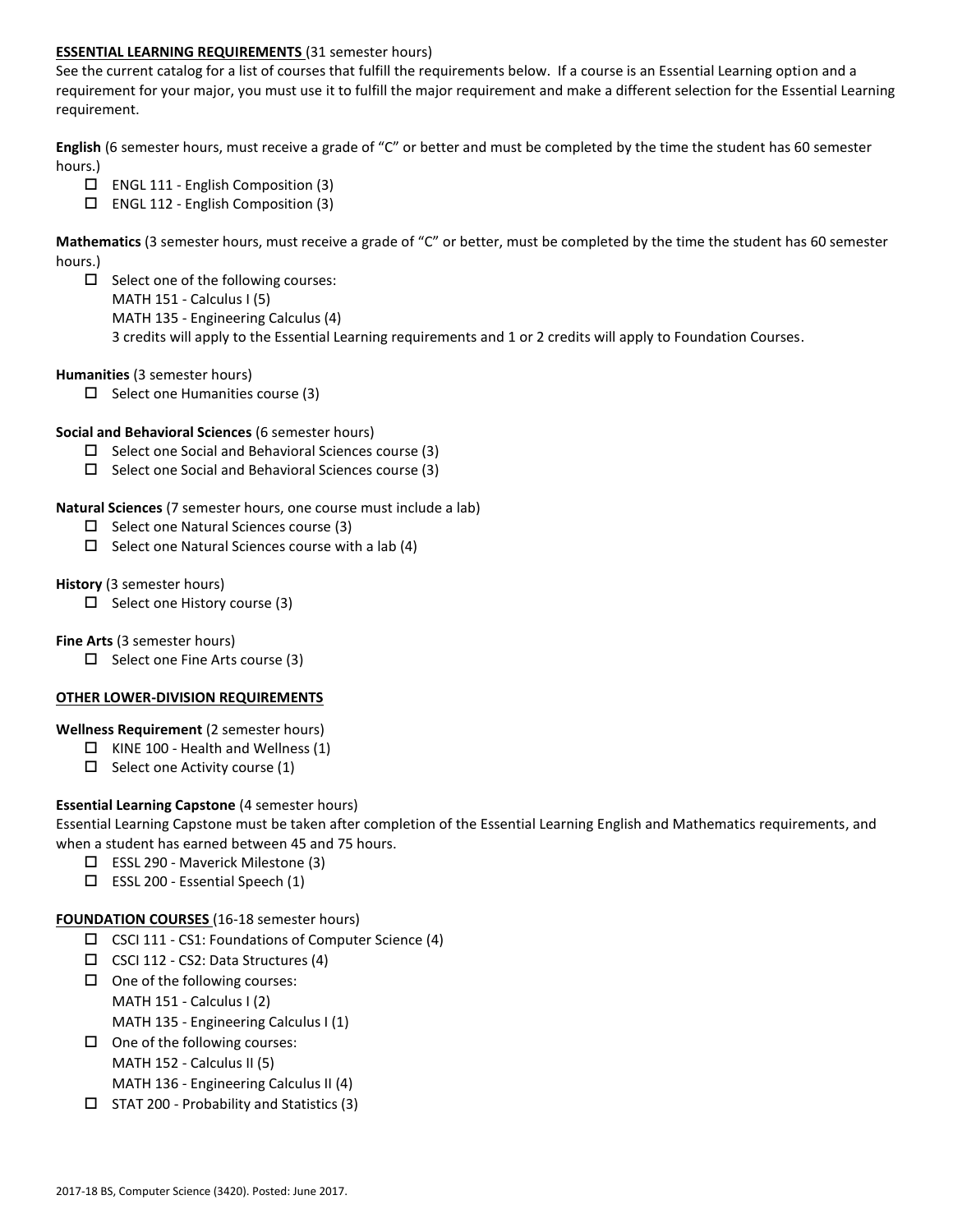**ESSENTIAL LEARNING REQUIREMENTS** (31 semester hours)

See the current catalog for a list of courses that fulfill the requirements below. If a course is an Essential Learning option and a requirement for your major, you must use it to fulfill the major requirement and make a different selection for the Essential Learning requirement.

**English** (6 semester hours, must receive a grade of "C" or better and must be completed by the time the student has 60 semester hours.)

- ☐ ENGL 111 - English Composition (3)
- ☐ ENGL 112 - English Composition (3)

**Mathematics** (3 semester hours, must receive a grade of "C" or better, must be completed by the time the student has 60 semester hours.)

- ☐ Select one of the following courses:
  MATH 151 - Calculus I (5)
  MATH 135 - Engineering Calculus (4)
  3 credits will apply to the Essential Learning requirements and 1 or 2 credits will apply to Foundation Courses.

**Humanities** (3 semester hours)

- ☐ Select one Humanities course (3)

**Social and Behavioral Sciences** (6 semester hours)

- ☐ Select one Social and Behavioral Sciences course (3)
- ☐ Select one Social and Behavioral Sciences course (3)

**Natural Sciences** (7 semester hours, one course must include a lab)

- ☐ Select one Natural Sciences course (3)
- ☐ Select one Natural Sciences course with a lab (4)

**History** (3 semester hours)

- ☐ Select one History course (3)

**Fine Arts** (3 semester hours)

- ☐ Select one Fine Arts course (3)

**OTHER LOWER-DIVISION REQUIREMENTS**

**Wellness Requirement** (2 semester hours)

- ☐ KINE 100 - Health and Wellness (1)
- ☐ Select one Activity course (1)

**Essential Learning Capstone** (4 semester hours)

Essential Learning Capstone must be taken after completion of the Essential Learning English and Mathematics requirements, and when a student has earned between 45 and 75 hours.

- ☐ ESSL 290 - Maverick Milestone (3)
- ☐ ESSL 200 - Essential Speech (1)

**FOUNDATION COURSES** (16-18 semester hours)

- ☐ CSCI 111 - CS1: Foundations of Computer Science (4)
- ☐ CSCI 112 - CS2: Data Structures (4)
- ☐ One of the following courses:
  MATH 151 - Calculus I (2)
  MATH 135 - Engineering Calculus I (1)
- ☐ One of the following courses:
  MATH 152 - Calculus II (5)
  MATH 136 - Engineering Calculus II (4)
- ☐ STAT 200 - Probability and Statistics (3)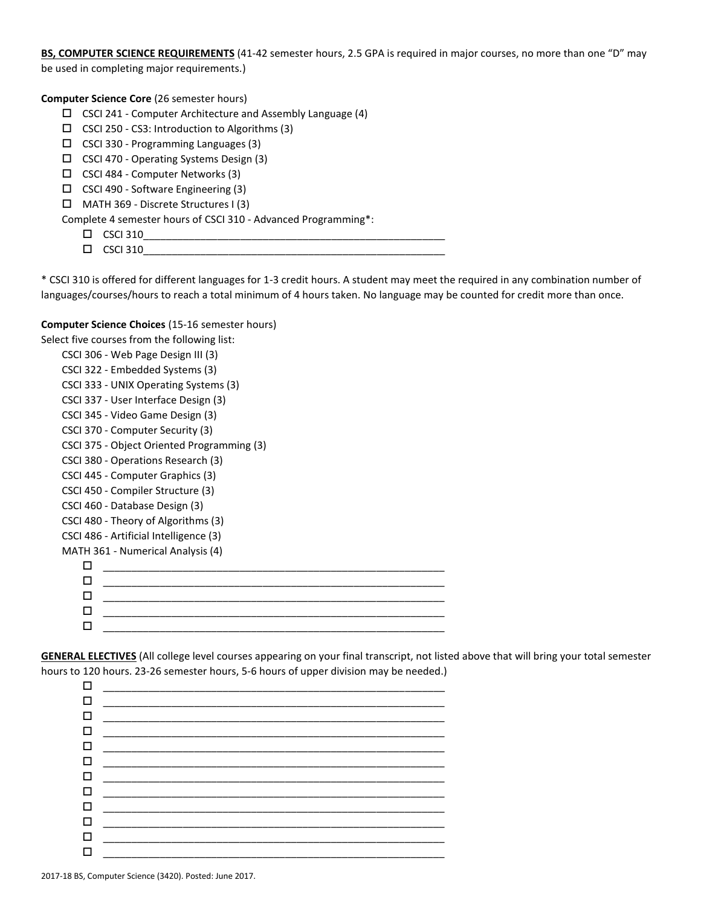**BS, COMPUTER SCIENCE REQUIREMENTS** (41-42 semester hours, 2.5 GPA is required in major courses, no more than one "D" may be used in completing major requirements.)

**Computer Science Core** (26 semester hours)

- ☐ CSCI 241 - Computer Architecture and Assembly Language (4)
- ☐ CSCI 250 - CS3: Introduction to Algorithms (3)
- ☐ CSCI 330 - Programming Languages (3)
- ☐ CSCI 470 - Operating Systems Design (3)
- ☐ CSCI 484 - Computer Networks (3)
- ☐ CSCI 490 - Software Engineering (3)
- ☐ MATH 369 - Discrete Structures I (3)

Complete 4 semester hours of CSCI 310 - Advanced Programming*:

- ☐ CSCI 310________________________________________________
- ☐ CSCI 310________________________________________________

* CSCI 310 is offered for different languages for 1-3 credit hours. A student may meet the required in any combination number of languages/courses/hours to reach a total minimum of 4 hours taken. No language may be counted for credit more than once.

**Computer Science Choices** (15-16 semester hours)

Select five courses from the following list:

CSCI 306 - Web Page Design III (3)
CSCI 322 - Embedded Systems (3)
CSCI 333 - UNIX Operating Systems (3)
CSCI 337 - User Interface Design (3)
CSCI 345 - Video Game Design (3)
CSCI 370 - Computer Security (3)
CSCI 375 - Object Oriented Programming (3)
CSCI 380 - Operations Research (3)
CSCI 445 - Computer Graphics (3)
CSCI 450 - Compiler Structure (3)
CSCI 460 - Database Design (3)
CSCI 480 - Theory of Algorithms (3)
CSCI 486 - Artificial Intelligence (3)
MATH 361 - Numerical Analysis (4)

- ☐ ________________________________________________
- ☐ ________________________________________________
- ☐ ________________________________________________
- ☐ ________________________________________________
- ☐ ________________________________________________

**GENERAL ELECTIVES** (All college level courses appearing on your final transcript, not listed above that will bring your total semester hours to 120 hours. 23-26 semester hours, 5-6 hours of upper division may be needed.)

- ☐ ________________________________________________
- ☐ ________________________________________________
- ☐ ________________________________________________
- ☐ ________________________________________________
- ☐ ________________________________________________
- ☐ ________________________________________________
- ☐ ________________________________________________
- ☐ ________________________________________________
- ☐ ________________________________________________
- ☐ ________________________________________________
- ☐ ________________________________________________
- ☐ ________________________________________________

2017-18 BS, Computer Science (3420). Posted: June 2017.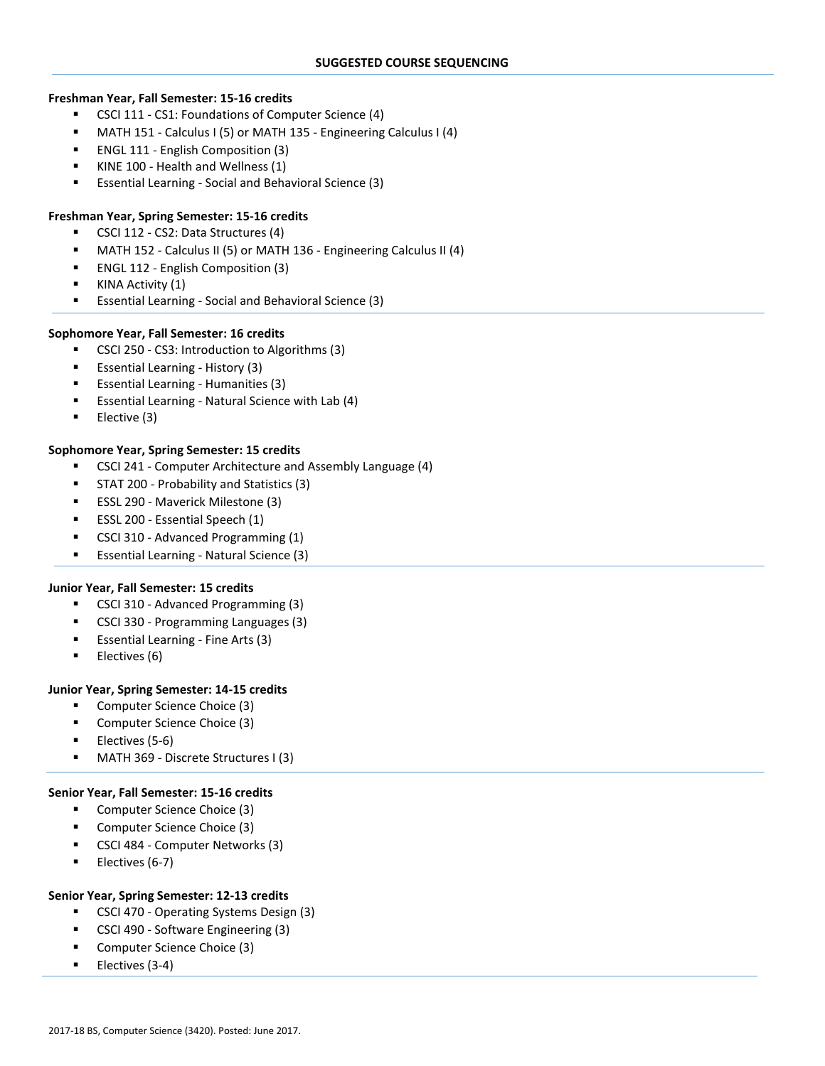## SUGGESTED COURSE SEQUENCING

**Freshman Year, Fall Semester: 15-16 credits**

- CSCI 111 - CS1: Foundations of Computer Science (4)
- MATH 151 - Calculus I (5) or MATH 135 - Engineering Calculus I (4)
- ENGL 111 - English Composition (3)
- KINE 100 - Health and Wellness (1)
- Essential Learning - Social and Behavioral Science (3)

**Freshman Year, Spring Semester: 15-16 credits**

- CSCI 112 - CS2: Data Structures (4)
- MATH 152 - Calculus II (5) or MATH 136 - Engineering Calculus II (4)
- ENGL 112 - English Composition (3)
- KINA Activity (1)
- Essential Learning - Social and Behavioral Science (3)

**Sophomore Year, Fall Semester: 16 credits**

- CSCI 250 - CS3: Introduction to Algorithms (3)
- Essential Learning - History (3)
- Essential Learning - Humanities (3)
- Essential Learning - Natural Science with Lab (4)
- Elective (3)

**Sophomore Year, Spring Semester: 15 credits**

- CSCI 241 - Computer Architecture and Assembly Language (4)
- STAT 200 - Probability and Statistics (3)
- ESSL 290 - Maverick Milestone (3)
- ESSL 200 - Essential Speech (1)
- CSCI 310 - Advanced Programming (1)
- Essential Learning - Natural Science (3)

**Junior Year, Fall Semester: 15 credits**

- CSCI 310 - Advanced Programming (3)
- CSCI 330 - Programming Languages (3)
- Essential Learning - Fine Arts (3)
- Electives (6)

**Junior Year, Spring Semester: 14-15 credits**

- Computer Science Choice (3)
- Computer Science Choice (3)
- Electives (5-6)
- MATH 369 - Discrete Structures I (3)

**Senior Year, Fall Semester: 15-16 credits**

- Computer Science Choice (3)
- Computer Science Choice (3)
- CSCI 484 - Computer Networks (3)
- Electives (6-7)

**Senior Year, Spring Semester: 12-13 credits**

- CSCI 470 - Operating Systems Design (3)
- CSCI 490 - Software Engineering (3)
- Computer Science Choice (3)
- Electives (3-4)

2017-18 BS, Computer Science (3420). Posted: June 2017.